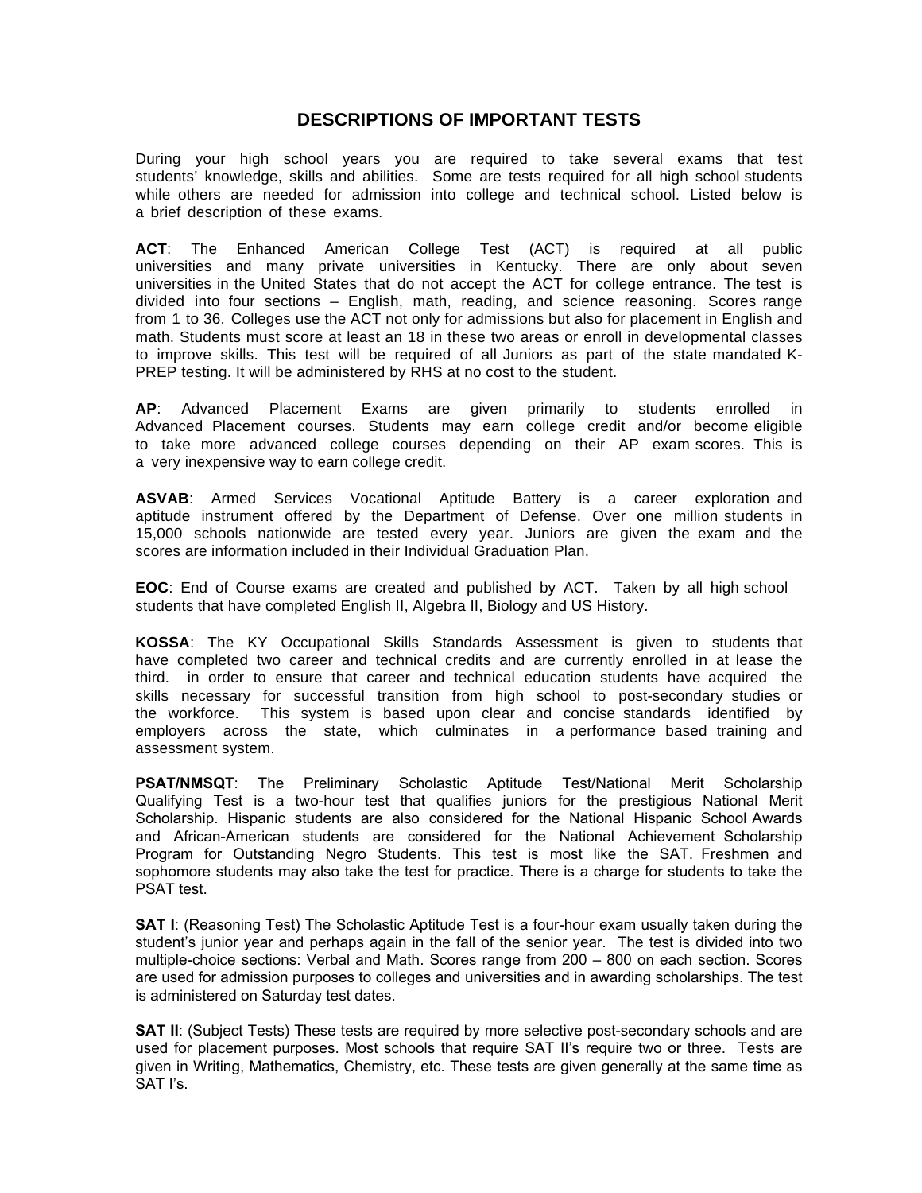# DESCRIPTIONS OF IMPORTANT TESTS

During your high school years you are required to take several exams that test students' knowledge, skills and abilities. Some are tests required for all high school students while others are needed for admission into college and technical school. Listed below is a brief description of these exams.

**ACT**: The Enhanced American College Test (ACT) is required at all public universities and many private universities in Kentucky. There are only about seven universities in the United States that do not accept the ACT for college entrance. The test is divided into four sections – English, math, reading, and science reasoning. Scores range from 1 to 36. Colleges use the ACT not only for admissions but also for placement in English and math. Students must score at least an 18 in these two areas or enroll in developmental classes to improve skills. This test will be required of all Juniors as part of the state mandated K-PREP testing. It will be administered by RHS at no cost to the student.

**AP**: Advanced Placement Exams are given primarily to students enrolled in Advanced Placement courses. Students may earn college credit and/or become eligible to take more advanced college courses depending on their AP exam scores. This is a very inexpensive way to earn college credit.

**ASVAB**: Armed Services Vocational Aptitude Battery is a career exploration and aptitude instrument offered by the Department of Defense. Over one million students in 15,000 schools nationwide are tested every year. Juniors are given the exam and the scores are information included in their Individual Graduation Plan.

**EOC**: End of Course exams are created and published by ACT. Taken by all high school students that have completed English II, Algebra II, Biology and US History.

**KOSSA**: The KY Occupational Skills Standards Assessment is given to students that have completed two career and technical credits and are currently enrolled in at lease the third. in order to ensure that career and technical education students have acquired the skills necessary for successful transition from high school to post-secondary studies or the workforce. This system is based upon clear and concise standards identified by employers across the state, which culminates in a performance based training and assessment system.

**PSAT/NMSQT**: The Preliminary Scholastic Aptitude Test/National Merit Scholarship Qualifying Test is a two-hour test that qualifies juniors for the prestigious National Merit Scholarship. Hispanic students are also considered for the National Hispanic School Awards and African-American students are considered for the National Achievement Scholarship Program for Outstanding Negro Students. This test is most like the SAT. Freshmen and sophomore students may also take the test for practice. There is a charge for students to take the PSAT test.

**SAT I**: (Reasoning Test) The Scholastic Aptitude Test is a four-hour exam usually taken during the student's junior year and perhaps again in the fall of the senior year. The test is divided into two multiple-choice sections: Verbal and Math. Scores range from 200 – 800 on each section. Scores are used for admission purposes to colleges and universities and in awarding scholarships. The test is administered on Saturday test dates.

**SAT II**: (Subject Tests) These tests are required by more selective post-secondary schools and are used for placement purposes. Most schools that require SAT II's require two or three. Tests are given in Writing, Mathematics, Chemistry, etc. These tests are given generally at the same time as SAT I's.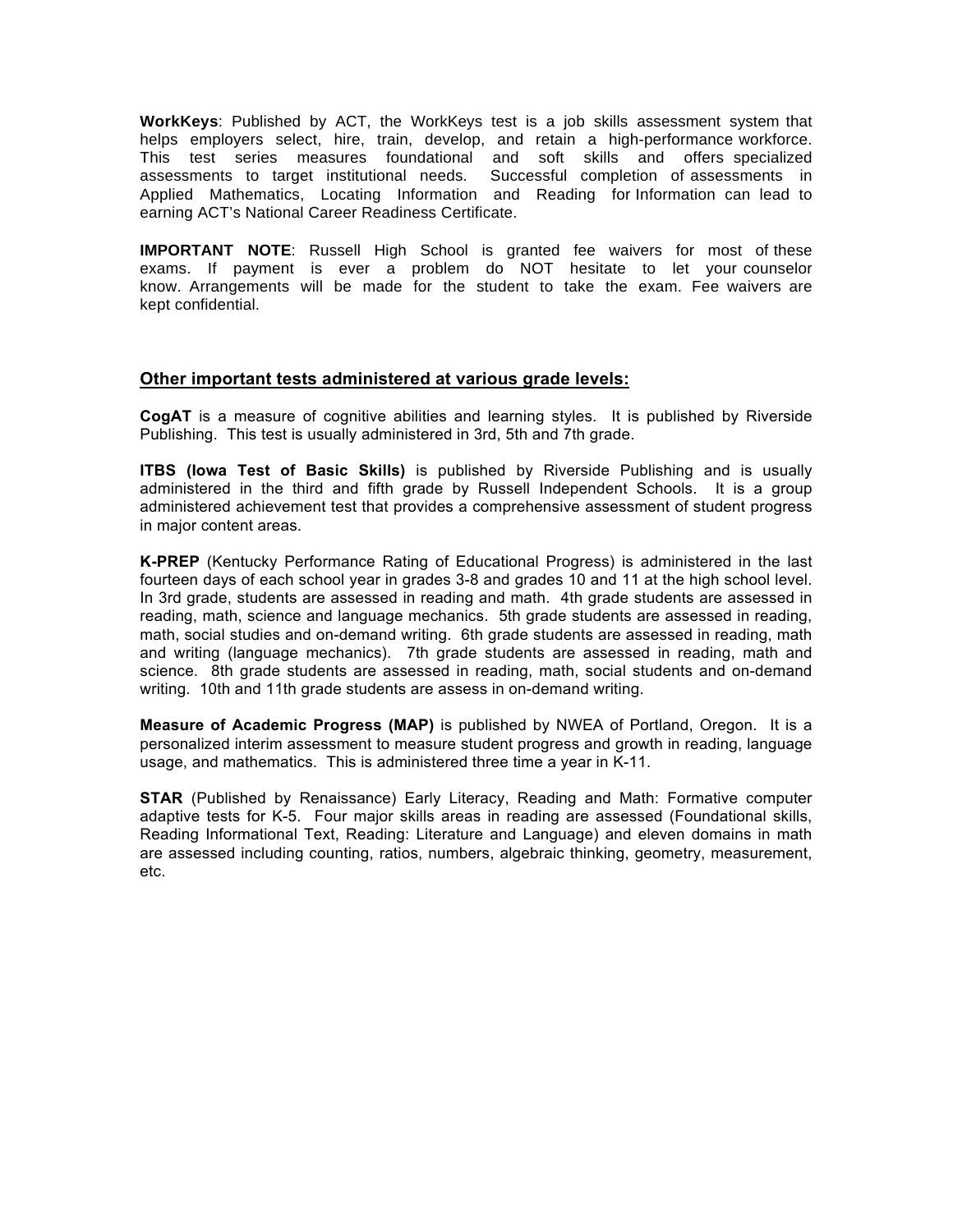**WorkKeys**: Published by ACT, the WorkKeys test is a job skills assessment system that helps employers select, hire, train, develop, and retain a high-performance workforce. This test series measures foundational and soft skills and offers specialized assessments to target institutional needs. Successful completion of assessments in Applied Mathematics, Locating Information and Reading for Information can lead to earning ACT's National Career Readiness Certificate.

**IMPORTANT NOTE**: Russell High School is granted fee waivers for most of these exams. If payment is ever a problem do NOT hesitate to let your counselor know. Arrangements will be made for the student to take the exam. Fee waivers are kept confidential.

## Other important tests administered at various grade levels:

**CogAT** is a measure of cognitive abilities and learning styles. It is published by Riverside Publishing. This test is usually administered in 3rd, 5th and 7th grade.

**ITBS (Iowa Test of Basic Skills)** is published by Riverside Publishing and is usually administered in the third and fifth grade by Russell Independent Schools. It is a group administered achievement test that provides a comprehensive assessment of student progress in major content areas.

**K-PREP** (Kentucky Performance Rating of Educational Progress) is administered in the last fourteen days of each school year in grades 3-8 and grades 10 and 11 at the high school level. In 3rd grade, students are assessed in reading and math. 4th grade students are assessed in reading, math, science and language mechanics. 5th grade students are assessed in reading, math, social studies and on-demand writing. 6th grade students are assessed in reading, math and writing (language mechanics). 7th grade students are assessed in reading, math and science. 8th grade students are assessed in reading, math, social students and on-demand writing. 10th and 11th grade students are assess in on-demand writing.

**Measure of Academic Progress (MAP)** is published by NWEA of Portland, Oregon. It is a personalized interim assessment to measure student progress and growth in reading, language usage, and mathematics. This is administered three time a year in K-11.

**STAR** (Published by Renaissance) Early Literacy, Reading and Math: Formative computer adaptive tests for K-5. Four major skills areas in reading are assessed (Foundational skills, Reading Informational Text, Reading: Literature and Language) and eleven domains in math are assessed including counting, ratios, numbers, algebraic thinking, geometry, measurement, etc.